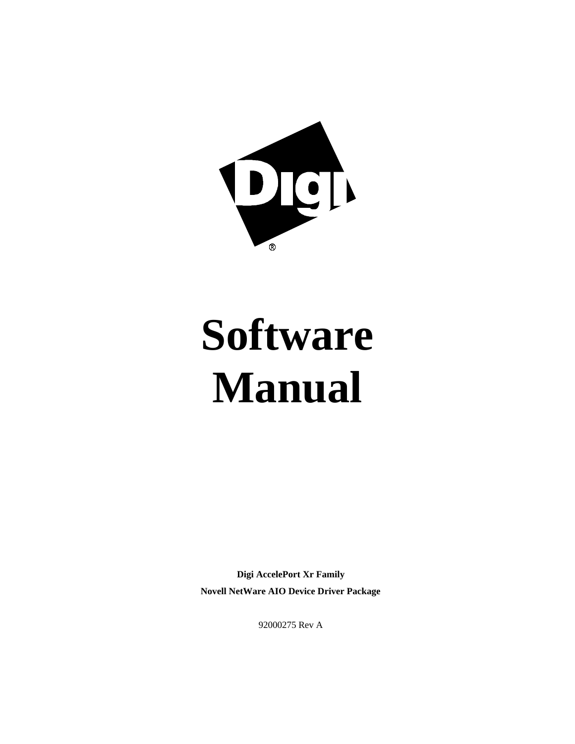# Software Manual

**Digi AccelePort Xr Family**

**Novell NetWare AIO Device Driver Package**

92000275 Rev A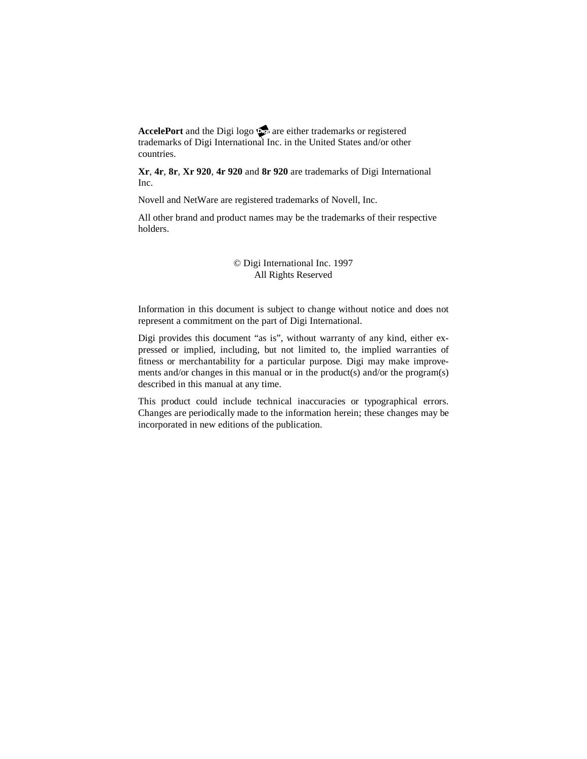**AccelePort** and the Digi logo are either trademarks or registered trademarks of Digi International Inc. in the United States and/or other countries.

**Xr**, **4r**, **8r**, **Xr 920**, **4r 920** and **8r 920** are trademarks of Digi International Inc.

Novell and NetWare are registered trademarks of Novell, Inc.

All other brand and product names may be the trademarks of their respective holders.

© Digi International Inc. 1997
All Rights Reserved

Information in this document is subject to change without notice and does not represent a commitment on the part of Digi International.

Digi provides this document "as is", without warranty of any kind, either expressed or implied, including, but not limited to, the implied warranties of fitness or merchantability for a particular purpose. Digi may make improvements and/or changes in this manual or in the product(s) and/or the program(s) described in this manual at any time.

This product could include technical inaccuracies or typographical errors. Changes are periodically made to the information herein; these changes may be incorporated in new editions of the publication.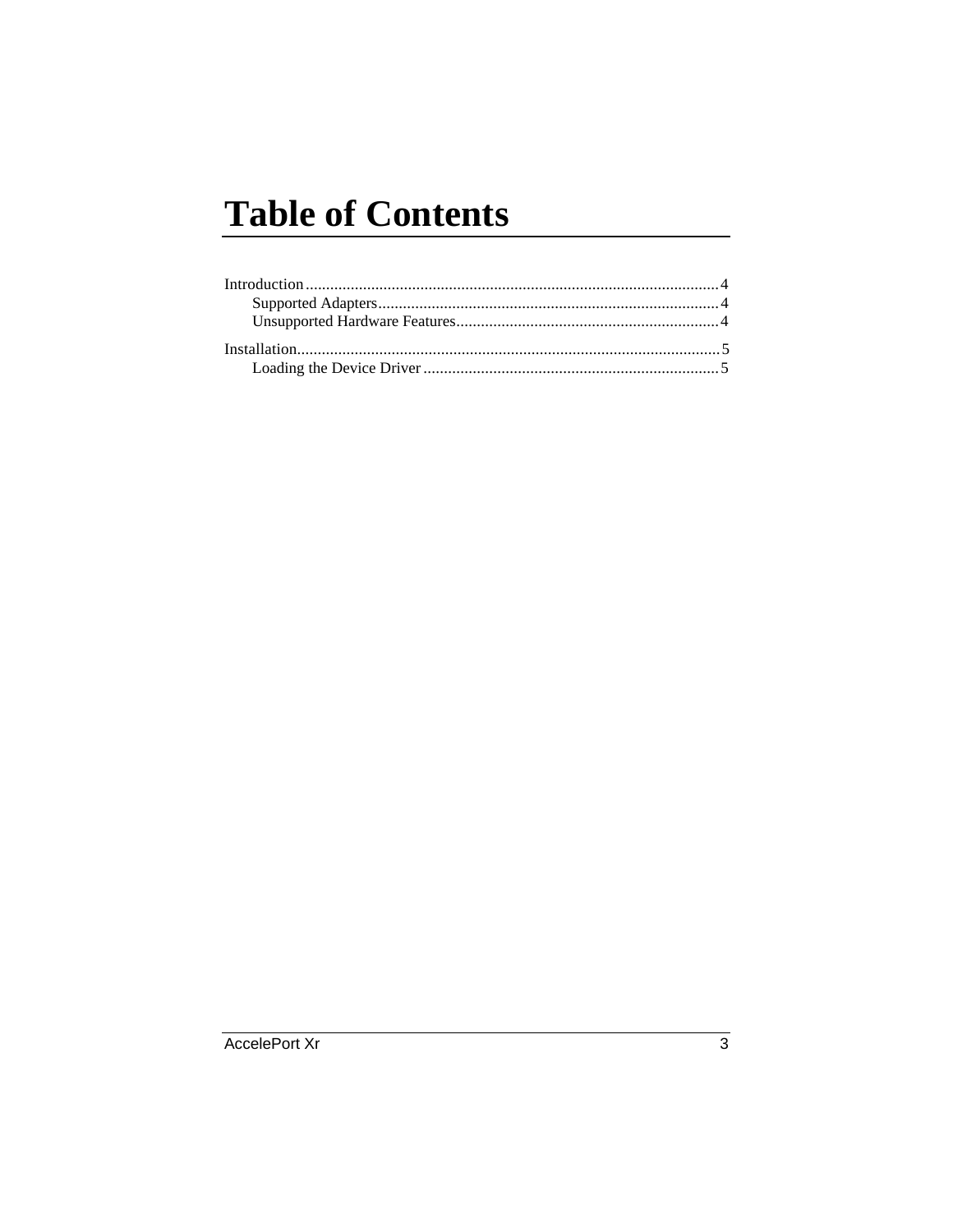# Table of Contents

Introduction....................................................................................................4

Supported Adapters..................................................................................4

Unsupported Hardware Features...............................................................4

Installation......................................................................................................5

Loading the Device Driver.......................................................................5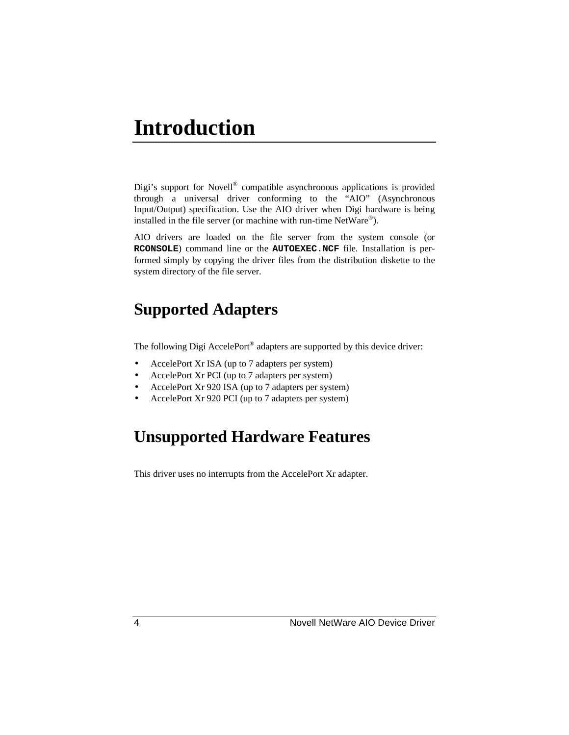# Introduction

Digi's support for Novell® compatible asynchronous applications is provided through a universal driver conforming to the "AIO" (Asynchronous Input/Output) specification. Use the AIO driver when Digi hardware is being installed in the file server (or machine with run-time NetWare®).

AIO drivers are loaded on the file server from the system console (or **RCONSOLE**) command line or the **AUTOEXEC.NCF** file. Installation is performed simply by copying the driver files from the distribution diskette to the system directory of the file server.

## Supported Adapters

The following Digi AccelePort® adapters are supported by this device driver:

- AccelePort Xr ISA (up to 7 adapters per system)
- AccelePort Xr PCI (up to 7 adapters per system)
- AccelePort Xr 920 ISA (up to 7 adapters per system)
- AccelePort Xr 920 PCI (up to 7 adapters per system)

## Unsupported Hardware Features

This driver uses no interrupts from the AccelePort Xr adapter.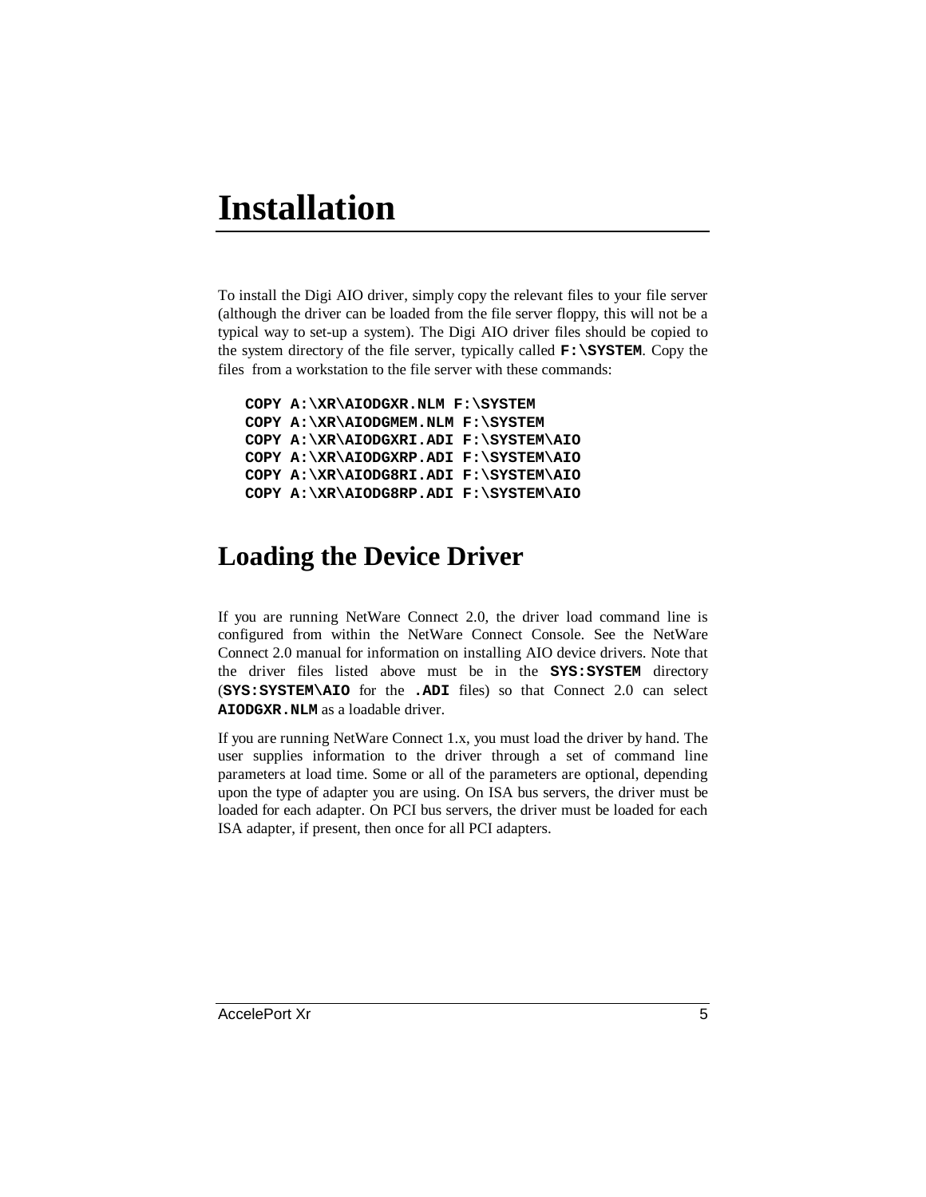# Installation

To install the Digi AIO driver, simply copy the relevant files to your file server (although the driver can be loaded from the file server floppy, this will not be a typical way to set-up a system). The Digi AIO driver files should be copied to the system directory of the file server, typically called **F:\SYSTEM**. Copy the files from a workstation to the file server with these commands:

```
COPY A:\XR\AIODGXR.NLM F:\SYSTEM
COPY A:\XR\AIODGMEM.NLM F:\SYSTEM
COPY A:\XR\AIODGXRI.ADI F:\SYSTEM\AIO
COPY A:\XR\AIODGXRP.ADI F:\SYSTEM\AIO
COPY A:\XR\AIODG8RI.ADI F:\SYSTEM\AIO
COPY A:\XR\AIODG8RP.ADI F:\SYSTEM\AIO
```

## Loading the Device Driver

If you are running NetWare Connect 2.0, the driver load command line is configured from within the NetWare Connect Console. See the NetWare Connect 2.0 manual for information on installing AIO device drivers. Note that the driver files listed above must be in the **SYS:SYSTEM** directory (**SYS:SYSTEM\AIO** for the **.ADI** files) so that Connect 2.0 can select **AIODGXR.NLM** as a loadable driver.

If you are running NetWare Connect 1.x, you must load the driver by hand. The user supplies information to the driver through a set of command line parameters at load time. Some or all of the parameters are optional, depending upon the type of adapter you are using. On ISA bus servers, the driver must be loaded for each adapter. On PCI bus servers, the driver must be loaded for each ISA adapter, if present, then once for all PCI adapters.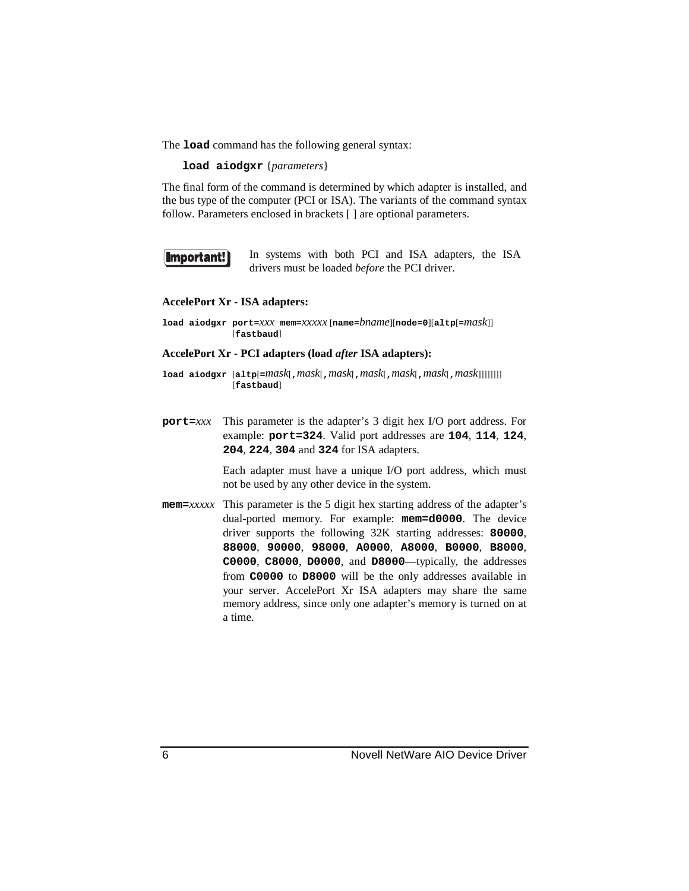The **load** command has the following general syntax:

**load aiodgxr** {*parameters*}

The final form of the command is determined by which adapter is installed, and the bus type of the computer (PCI or ISA). The variants of the command syntax follow. Parameters enclosed in brackets [ ] are optional parameters.

**Important!** In systems with both PCI and ISA adapters, the ISA drivers must be loaded *before* the PCI driver.

**AccelePort Xr - ISA adapters:**

**load aiodgxr port=***xxx* **mem=***xxxxx* [**name=***bname*][**node=0**][**altp**[**=***mask*]] [**fastbaud**]

**AccelePort Xr - PCI adapters (load *after* ISA adapters):**

**load aiodgxr** [**altp**[**=***mask*[**,***mask*[**,***mask*[**,***mask*[**,***mask*[**,***mask*[**,***mask*]]]]]]]] [**fastbaud**]

**port=***xxx* This parameter is the adapter's 3 digit hex I/O port address. For example: **port=324**. Valid port addresses are **104**, **114**, **124**, **204**, **224**, **304** and **324** for ISA adapters.

Each adapter must have a unique I/O port address, which must not be used by any other device in the system.

**mem=***xxxxx* This parameter is the 5 digit hex starting address of the adapter's dual-ported memory. For example: **mem=d0000**. The device driver supports the following 32K starting addresses: **80000**, **88000**, **90000**, **98000**, **A0000**, **A8000**, **B0000**, **B8000**, **C0000**, **C8000**, **D0000**, and **D8000**—typically, the addresses from **C0000** to **D8000** will be the only addresses available in your server. AccelePort Xr ISA adapters may share the same memory address, since only one adapter's memory is turned on at a time.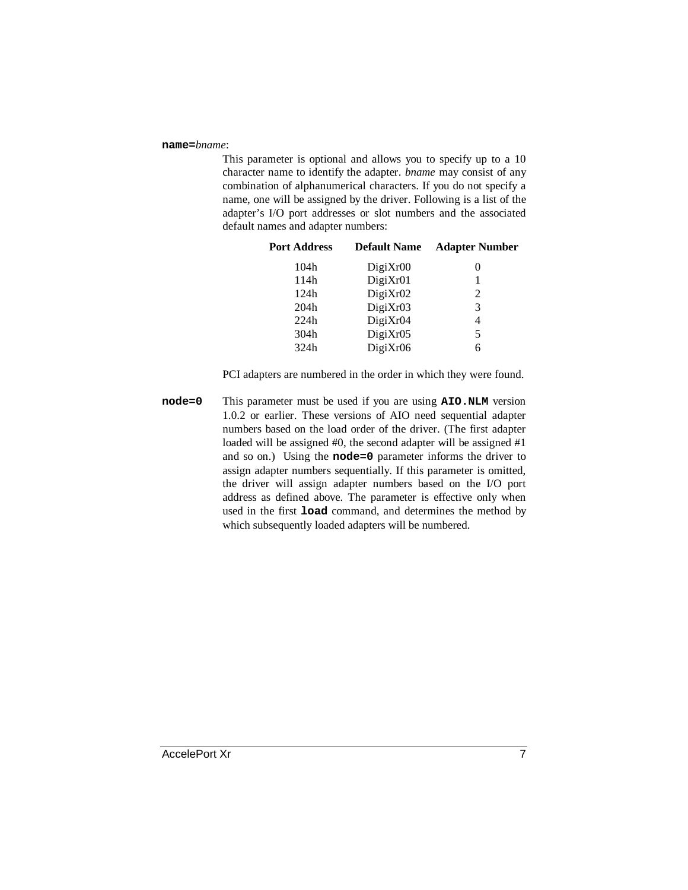**name=***bname*:

This parameter is optional and allows you to specify up to a 10 character name to identify the adapter. *bname* may consist of any combination of alphanumerical characters. If you do not specify a name, one will be assigned by the driver. Following is a list of the adapter's I/O port addresses or slot numbers and the associated default names and adapter numbers:

| Port Address | Default Name | Adapter Number |
|---|---|---|
| 104h | DigiXr00 | 0 |
| 114h | DigiXr01 | 1 |
| 124h | DigiXr02 | 2 |
| 204h | DigiXr03 | 3 |
| 224h | DigiXr04 | 4 |
| 304h | DigiXr05 | 5 |
| 324h | DigiXr06 | 6 |

PCI adapters are numbered in the order in which they were found.

**node=0** This parameter must be used if you are using **AIO.NLM** version 1.0.2 or earlier. These versions of AIO need sequential adapter numbers based on the load order of the driver. (The first adapter loaded will be assigned #0, the second adapter will be assigned #1 and so on.) Using the **node=0** parameter informs the driver to assign adapter numbers sequentially. If this parameter is omitted, the driver will assign adapter numbers based on the I/O port address as defined above. The parameter is effective only when used in the first **load** command, and determines the method by which subsequently loaded adapters will be numbered.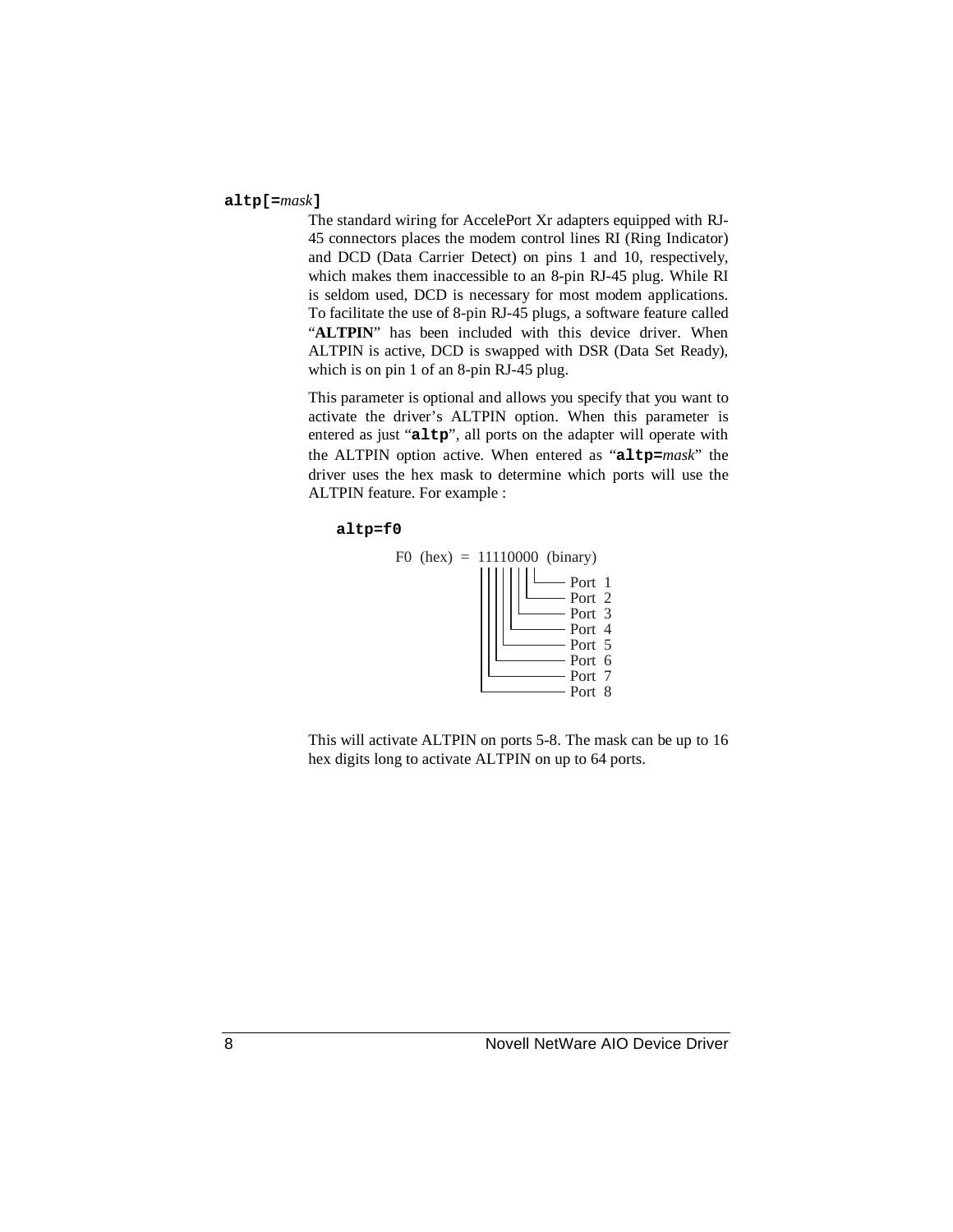**altp[=*mask*]**

The standard wiring for AccelePort Xr adapters equipped with RJ-45 connectors places the modem control lines RI (Ring Indicator) and DCD (Data Carrier Detect) on pins 1 and 10, respectively, which makes them inaccessible to an 8-pin RJ-45 plug. While RI is seldom used, DCD is necessary for most modem applications. To facilitate the use of 8-pin RJ-45 plugs, a software feature called "**ALTPIN**" has been included with this device driver. When ALTPIN is active, DCD is swapped with DSR (Data Set Ready), which is on pin 1 of an 8-pin RJ-45 plug.

This parameter is optional and allows you specify that you want to activate the driver's ALTPIN option. When this parameter is entered as just "**altp**", all ports on the adapter will operate with the ALTPIN option active. When entered as "**altp=***mask*" the driver uses the hex mask to determine which ports will use the ALTPIN feature. For example :

**altp=f0**

```
F0 (hex) = 11110000 (binary)
           ||||||||
           |||||||└── Port 1
           ||||||└─── Port 2
           |||||└──── Port 3
           ||||└───── Port 4
           |||└────── Port 5
           ||└─────── Port 6
           |└──────── Port 7
           └───────── Port 8
```

This will activate ALTPIN on ports 5-8. The mask can be up to 16 hex digits long to activate ALTPIN on up to 64 ports.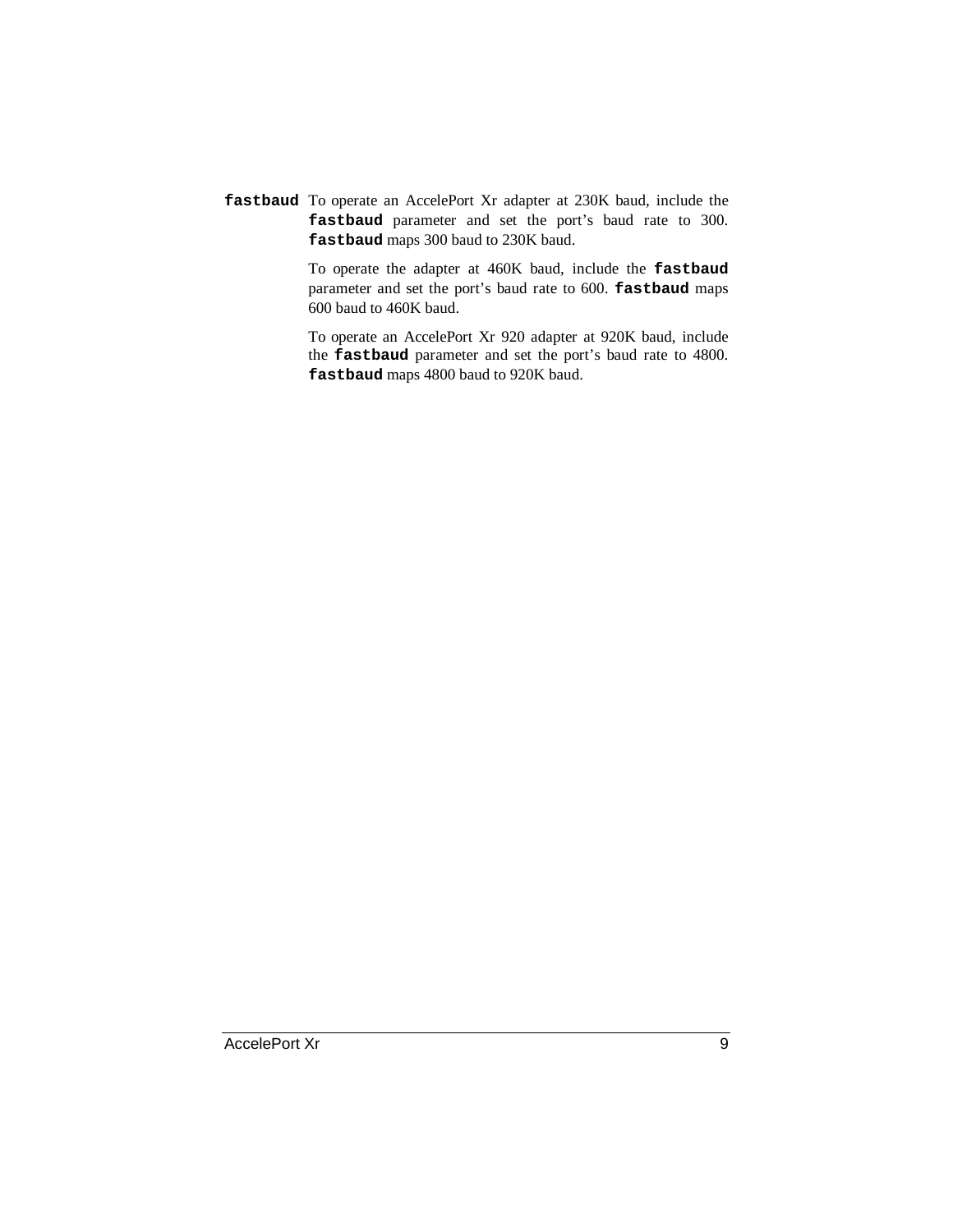**`fastbaud`** To operate an AccelePort Xr adapter at 230K baud, include the **`fastbaud`** parameter and set the port's baud rate to 300. **`fastbaud`** maps 300 baud to 230K baud.

To operate the adapter at 460K baud, include the **`fastbaud`** parameter and set the port's baud rate to 600. **`fastbaud`** maps 600 baud to 460K baud.

To operate an AccelePort Xr 920 adapter at 920K baud, include the **`fastbaud`** parameter and set the port's baud rate to 4800. **`fastbaud`** maps 4800 baud to 920K baud.